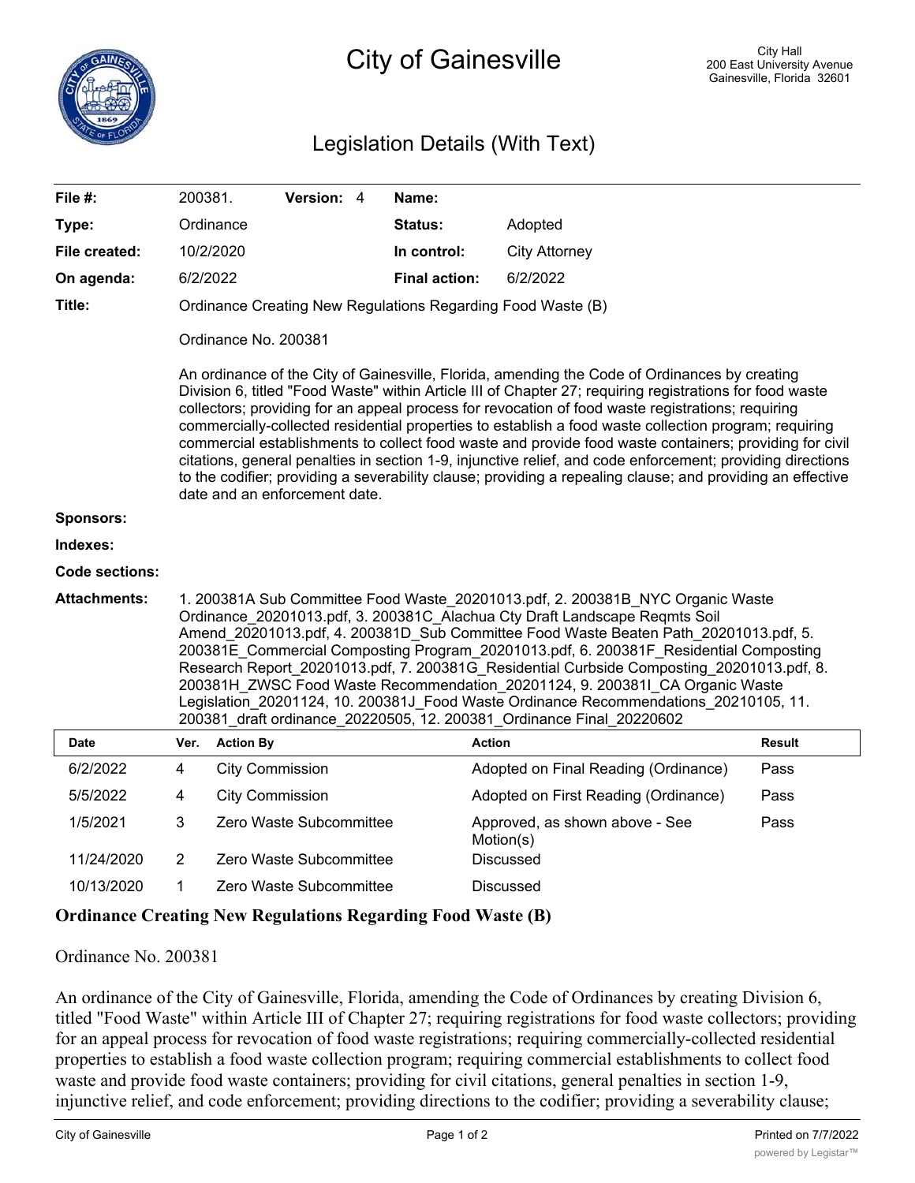# City of Gainesville

City Hall
200 East University Avenue
Gainesville, Florida 32601

## Legislation Details (With Text)

| | | | |
|---|---|---|---|
| **File #:** | 200381. **Version:** 4 | **Name:** | |
| **Type:** | Ordinance | **Status:** | Adopted |
| **File created:** | 10/2/2020 | **In control:** | City Attorney |
| **On agenda:** | 6/2/2022 | **Final action:** | 6/2/2022 |

**Title:** Ordinance Creating New Regulations Regarding Food Waste (B)

Ordinance No. 200381

An ordinance of the City of Gainesville, Florida, amending the Code of Ordinances by creating Division 6, titled "Food Waste" within Article III of Chapter 27; requiring registrations for food waste collectors; providing for an appeal process for revocation of food waste registrations; requiring commercially-collected residential properties to establish a food waste collection program; requiring commercial establishments to collect food waste and provide food waste containers; providing for civil citations, general penalties in section 1-9, injunctive relief, and code enforcement; providing directions to the codifier; providing a severability clause; providing a repealing clause; and providing an effective date and an enforcement date.

**Sponsors:**

**Indexes:**

**Code sections:**

**Attachments:** 1. 200381A Sub Committee Food Waste_20201013.pdf, 2. 200381B_NYC Organic Waste Ordinance_20201013.pdf, 3. 200381C_Alachua Cty Draft Landscape Reqmts Soil Amend_20201013.pdf, 4. 200381D_Sub Committee Food Waste Beaten Path_20201013.pdf, 5. 200381E_Commercial Composting Program_20201013.pdf, 6. 200381F_Residential Composting Research Report_20201013.pdf, 7. 200381G_Residential Curbside Composting_20201013.pdf, 8. 200381H_ZWSC Food Waste Recommendation_20201124, 9. 200381I_CA Organic Waste Legislation_20201124, 10. 200381J_Food Waste Ordinance Recommendations_20210105, 11. 200381_draft ordinance_20220505, 12. 200381_Ordinance Final_20220602

| Date | Ver. | Action By | Action | Result |
|---|---|---|---|---|
| 6/2/2022 | 4 | City Commission | Adopted on Final Reading (Ordinance) | Pass |
| 5/5/2022 | 4 | City Commission | Adopted on First Reading (Ordinance) | Pass |
| 1/5/2021 | 3 | Zero Waste Subcommittee | Approved, as shown above - See Motion(s) | Pass |
| 11/24/2020 | 2 | Zero Waste Subcommittee | Discussed | |
| 10/13/2020 | 1 | Zero Waste Subcommittee | Discussed | |

**Ordinance Creating New Regulations Regarding Food Waste (B)**

Ordinance No. 200381

An ordinance of the City of Gainesville, Florida, amending the Code of Ordinances by creating Division 6, titled "Food Waste" within Article III of Chapter 27; requiring registrations for food waste collectors; providing for an appeal process for revocation of food waste registrations; requiring commercially-collected residential properties to establish a food waste collection program; requiring commercial establishments to collect food waste and provide food waste containers; providing for civil citations, general penalties in section 1-9, injunctive relief, and code enforcement; providing directions to the codifier; providing a severability clause;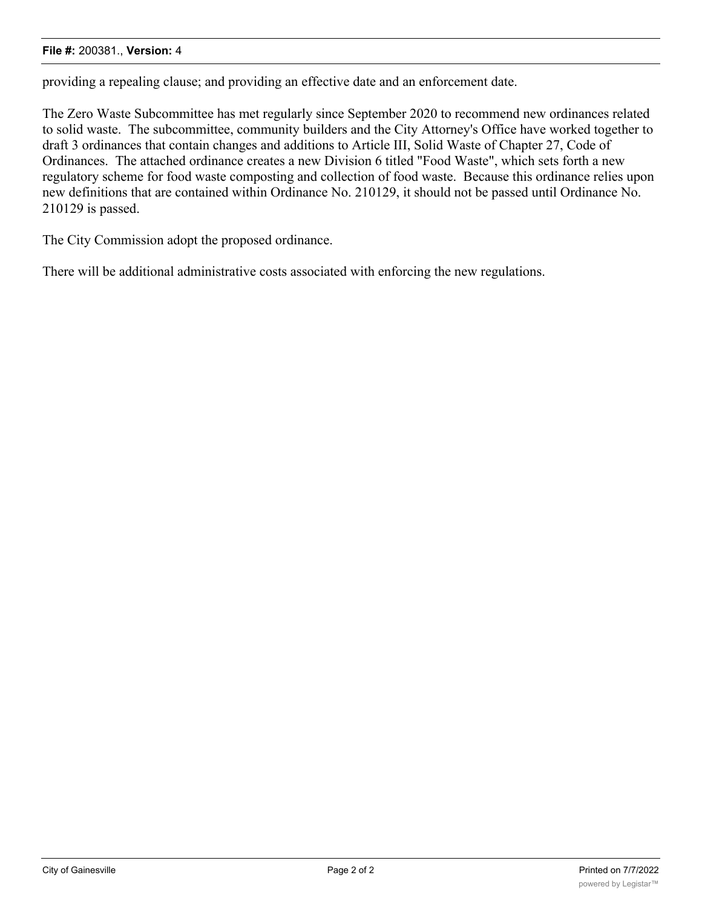providing a repealing clause; and providing an effective date and an enforcement date.

The Zero Waste Subcommittee has met regularly since September 2020 to recommend new ordinances related to solid waste. The subcommittee, community builders and the City Attorney's Office have worked together to draft 3 ordinances that contain changes and additions to Article III, Solid Waste of Chapter 27, Code of Ordinances. The attached ordinance creates a new Division 6 titled "Food Waste", which sets forth a new regulatory scheme for food waste composting and collection of food waste. Because this ordinance relies upon new definitions that are contained within Ordinance No. 210129, it should not be passed until Ordinance No. 210129 is passed.

The City Commission adopt the proposed ordinance.

There will be additional administrative costs associated with enforcing the new regulations.